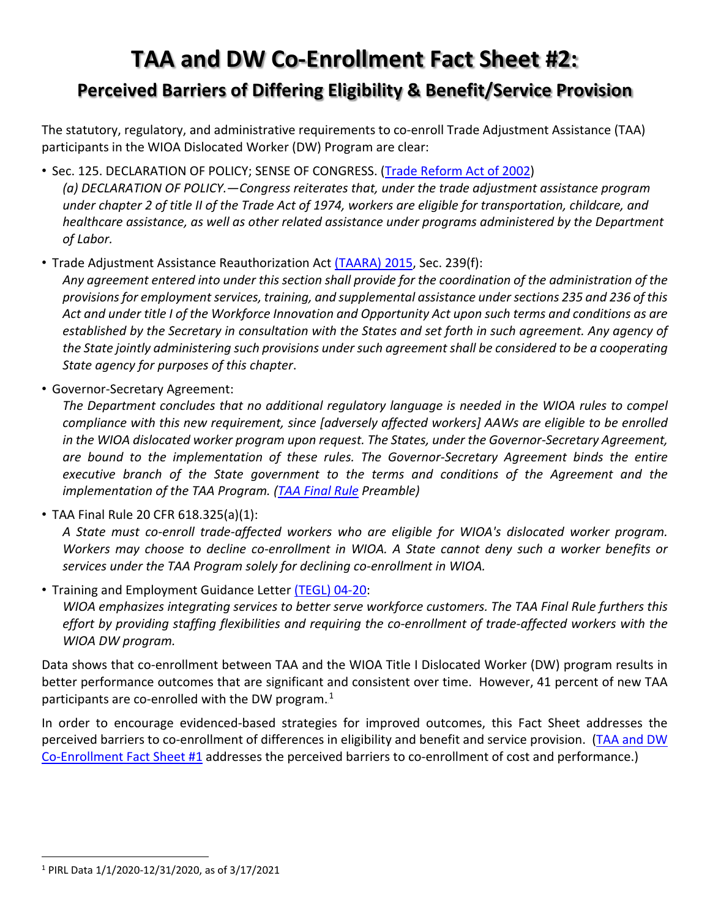# TAA and DW Co-Enrollment Fact Sheet #2:

## Perceived Barriers of Differing Eligibility & Benefit/Service Provision

The statutory, regulatory, and administrative requirements to co-enroll Trade Adjustment Assistance (TAA) participants in the WIOA Dislocated Worker (DW) Program are clear:

- Sec. 125. DECLARATION OF POLICY; SENSE OF CONGRESS. (Trade Reform Act of 2002)
  *(a) DECLARATION OF POLICY.—Congress reiterates that, under the trade adjustment assistance program under chapter 2 of title II of the Trade Act of 1974, workers are eligible for transportation, childcare, and healthcare assistance, as well as other related assistance under programs administered by the Department of Labor.*

- Trade Adjustment Assistance Reauthorization Act (TAARA) 2015, Sec. 239(f):
  *Any agreement entered into under this section shall provide for the coordination of the administration of the provisions for employment services, training, and supplemental assistance under sections 235 and 236 of this Act and under title I of the Workforce Innovation and Opportunity Act upon such terms and conditions as are established by the Secretary in consultation with the States and set forth in such agreement. Any agency of the State jointly administering such provisions under such agreement shall be considered to be a cooperating State agency for purposes of this chapter.*

- Governor-Secretary Agreement:
  *The Department concludes that no additional regulatory language is needed in the WIOA rules to compel compliance with this new requirement, since [adversely affected workers] AAWs are eligible to be enrolled in the WIOA dislocated worker program upon request. The States, under the Governor-Secretary Agreement, are bound to the implementation of these rules. The Governor-Secretary Agreement binds the entire executive branch of the State government to the terms and conditions of the Agreement and the implementation of the TAA Program. (TAA Final Rule Preamble)*

- TAA Final Rule 20 CFR 618.325(a)(1):
  *A State must co-enroll trade-affected workers who are eligible for WIOA's dislocated worker program. Workers may choose to decline co-enrollment in WIOA. A State cannot deny such a worker benefits or services under the TAA Program solely for declining co-enrollment in WIOA.*

- Training and Employment Guidance Letter (TEGL) 04-20:
  *WIOA emphasizes integrating services to better serve workforce customers. The TAA Final Rule furthers this effort by providing staffing flexibilities and requiring the co-enrollment of trade-affected workers with the WIOA DW program.*

Data shows that co-enrollment between TAA and the WIOA Title I Dislocated Worker (DW) program results in better performance outcomes that are significant and consistent over time. However, 41 percent of new TAA participants are co-enrolled with the DW program.[1]

In order to encourage evidenced-based strategies for improved outcomes, this Fact Sheet addresses the perceived barriers to co-enrollment of differences in eligibility and benefit and service provision. (TAA and DW Co-Enrollment Fact Sheet #1 addresses the perceived barriers to co-enrollment of cost and performance.)

[1] PIRL Data 1/1/2020-12/31/2020, as of 3/17/2021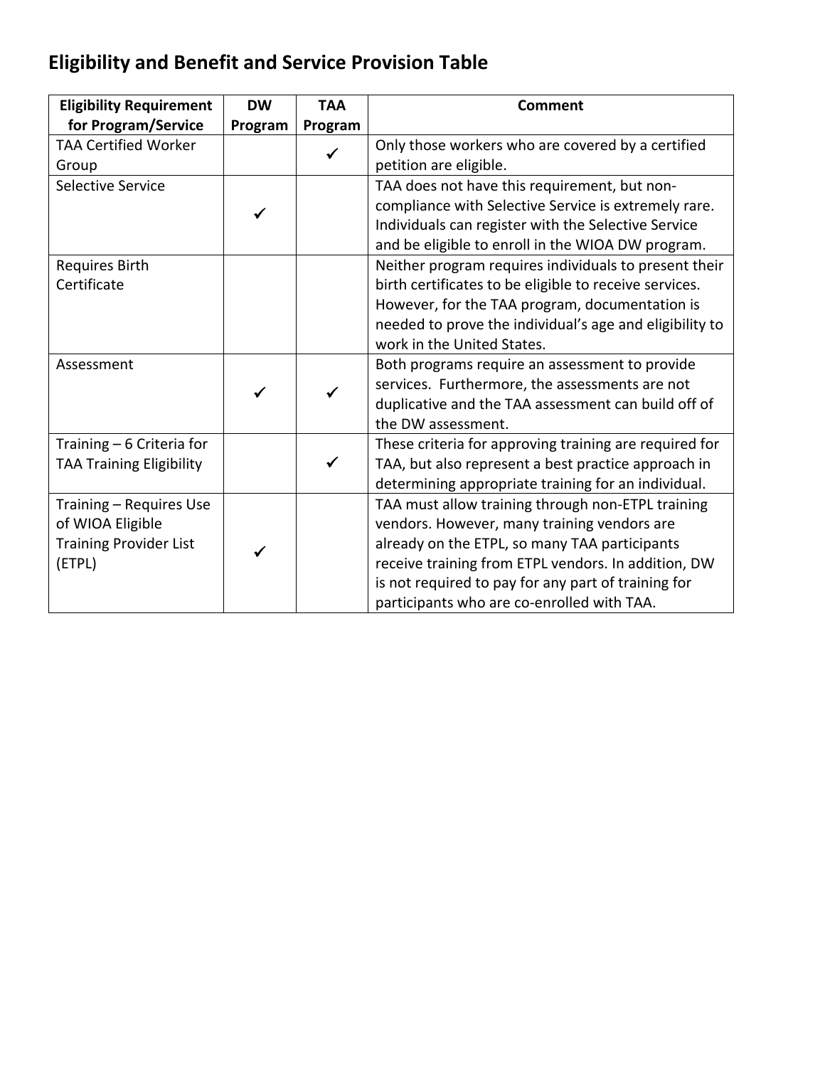## Eligibility and Benefit and Service Provision Table

| Eligibility Requirement for Program/Service | DW Program | TAA Program | Comment |
|---|---|---|---|
| TAA Certified Worker Group | | ✓ | Only those workers who are covered by a certified petition are eligible. |
| Selective Service | ✓ | | TAA does not have this requirement, but non-compliance with Selective Service is extremely rare. Individuals can register with the Selective Service and be eligible to enroll in the WIOA DW program. |
| Requires Birth Certificate | | | Neither program requires individuals to present their birth certificates to be eligible to receive services. However, for the TAA program, documentation is needed to prove the individual's age and eligibility to work in the United States. |
| Assessment | ✓ | ✓ | Both programs require an assessment to provide services. Furthermore, the assessments are not duplicative and the TAA assessment can build off of the DW assessment. |
| Training – 6 Criteria for TAA Training Eligibility | | ✓ | These criteria for approving training are required for TAA, but also represent a best practice approach in determining appropriate training for an individual. |
| Training – Requires Use of WIOA Eligible Training Provider List (ETPL) | ✓ | | TAA must allow training through non-ETPL training vendors. However, many training vendors are already on the ETPL, so many TAA participants receive training from ETPL vendors. In addition, DW is not required to pay for any part of training for participants who are co-enrolled with TAA. |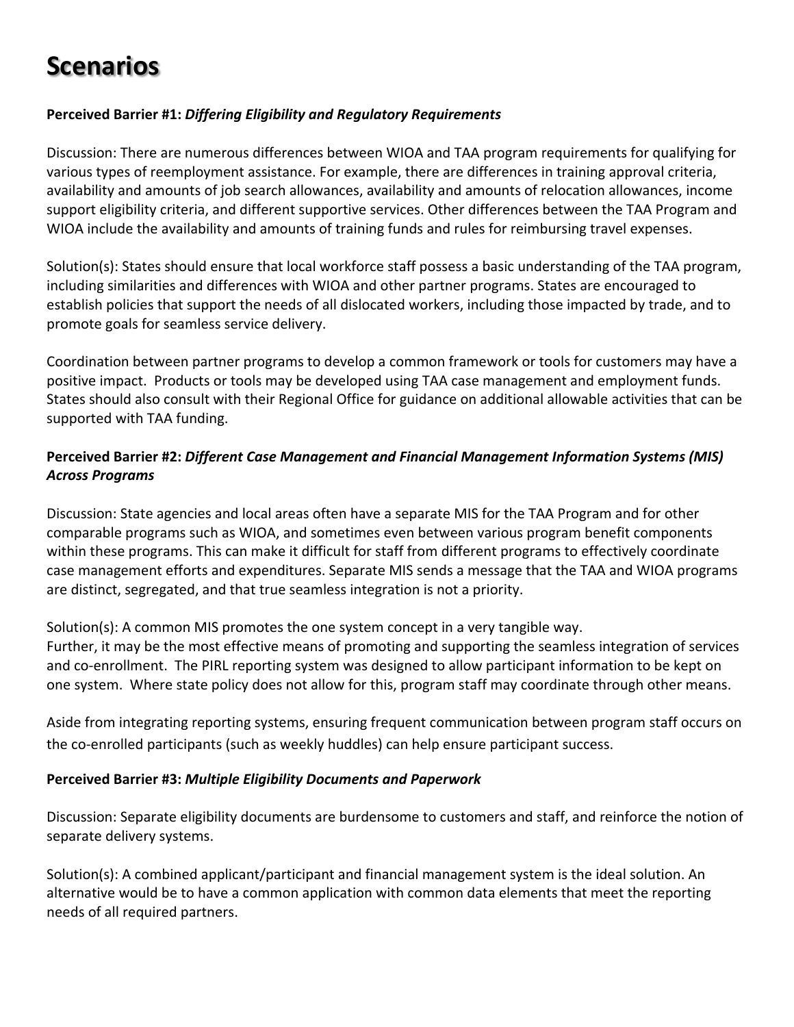# Scenarios

**Perceived Barrier #1:** ***Differing Eligibility and Regulatory Requirements***

Discussion: There are numerous differences between WIOA and TAA program requirements for qualifying for various types of reemployment assistance. For example, there are differences in training approval criteria, availability and amounts of job search allowances, availability and amounts of relocation allowances, income support eligibility criteria, and different supportive services. Other differences between the TAA Program and WIOA include the availability and amounts of training funds and rules for reimbursing travel expenses.

Solution(s): States should ensure that local workforce staff possess a basic understanding of the TAA program, including similarities and differences with WIOA and other partner programs. States are encouraged to establish policies that support the needs of all dislocated workers, including those impacted by trade, and to promote goals for seamless service delivery.

Coordination between partner programs to develop a common framework or tools for customers may have a positive impact. Products or tools may be developed using TAA case management and employment funds. States should also consult with their Regional Office for guidance on additional allowable activities that can be supported with TAA funding.

**Perceived Barrier #2:** ***Different Case Management and Financial Management Information Systems (MIS) Across Programs***

Discussion: State agencies and local areas often have a separate MIS for the TAA Program and for other comparable programs such as WIOA, and sometimes even between various program benefit components within these programs. This can make it difficult for staff from different programs to effectively coordinate case management efforts and expenditures. Separate MIS sends a message that the TAA and WIOA programs are distinct, segregated, and that true seamless integration is not a priority.

Solution(s): A common MIS promotes the one system concept in a very tangible way.
Further, it may be the most effective means of promoting and supporting the seamless integration of services and co-enrollment. The PIRL reporting system was designed to allow participant information to be kept on one system. Where state policy does not allow for this, program staff may coordinate through other means.

Aside from integrating reporting systems, ensuring frequent communication between program staff occurs on the co-enrolled participants (such as weekly huddles) can help ensure participant success.

**Perceived Barrier #3:** ***Multiple Eligibility Documents and Paperwork***

Discussion: Separate eligibility documents are burdensome to customers and staff, and reinforce the notion of separate delivery systems.

Solution(s): A combined applicant/participant and financial management system is the ideal solution. An alternative would be to have a common application with common data elements that meet the reporting needs of all required partners.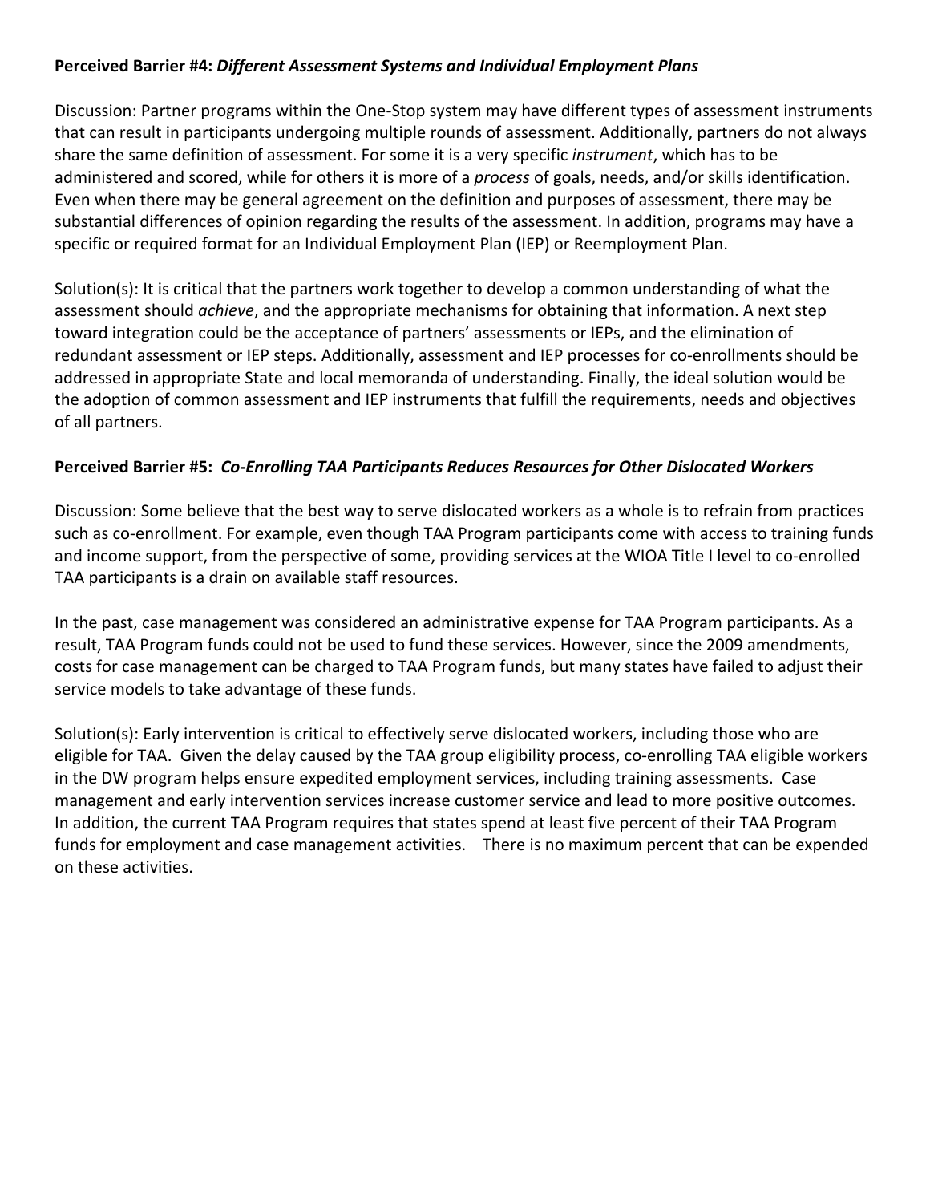**Perceived Barrier #4:** ***Different Assessment Systems and Individual Employment Plans***

Discussion: Partner programs within the One-Stop system may have different types of assessment instruments that can result in participants undergoing multiple rounds of assessment. Additionally, partners do not always share the same definition of assessment. For some it is a very specific *instrument*, which has to be administered and scored, while for others it is more of a *process* of goals, needs, and/or skills identification. Even when there may be general agreement on the definition and purposes of assessment, there may be substantial differences of opinion regarding the results of the assessment. In addition, programs may have a specific or required format for an Individual Employment Plan (IEP) or Reemployment Plan.

Solution(s): It is critical that the partners work together to develop a common understanding of what the assessment should *achieve*, and the appropriate mechanisms for obtaining that information. A next step toward integration could be the acceptance of partners' assessments or IEPs, and the elimination of redundant assessment or IEP steps. Additionally, assessment and IEP processes for co-enrollments should be addressed in appropriate State and local memoranda of understanding. Finally, the ideal solution would be the adoption of common assessment and IEP instruments that fulfill the requirements, needs and objectives of all partners.

**Perceived Barrier #5:** ***Co-Enrolling TAA Participants Reduces Resources for Other Dislocated Workers***

Discussion: Some believe that the best way to serve dislocated workers as a whole is to refrain from practices such as co-enrollment. For example, even though TAA Program participants come with access to training funds and income support, from the perspective of some, providing services at the WIOA Title I level to co-enrolled TAA participants is a drain on available staff resources.

In the past, case management was considered an administrative expense for TAA Program participants. As a result, TAA Program funds could not be used to fund these services. However, since the 2009 amendments, costs for case management can be charged to TAA Program funds, but many states have failed to adjust their service models to take advantage of these funds.

Solution(s): Early intervention is critical to effectively serve dislocated workers, including those who are eligible for TAA. Given the delay caused by the TAA group eligibility process, co-enrolling TAA eligible workers in the DW program helps ensure expedited employment services, including training assessments. Case management and early intervention services increase customer service and lead to more positive outcomes. In addition, the current TAA Program requires that states spend at least five percent of their TAA Program funds for employment and case management activities. There is no maximum percent that can be expended on these activities.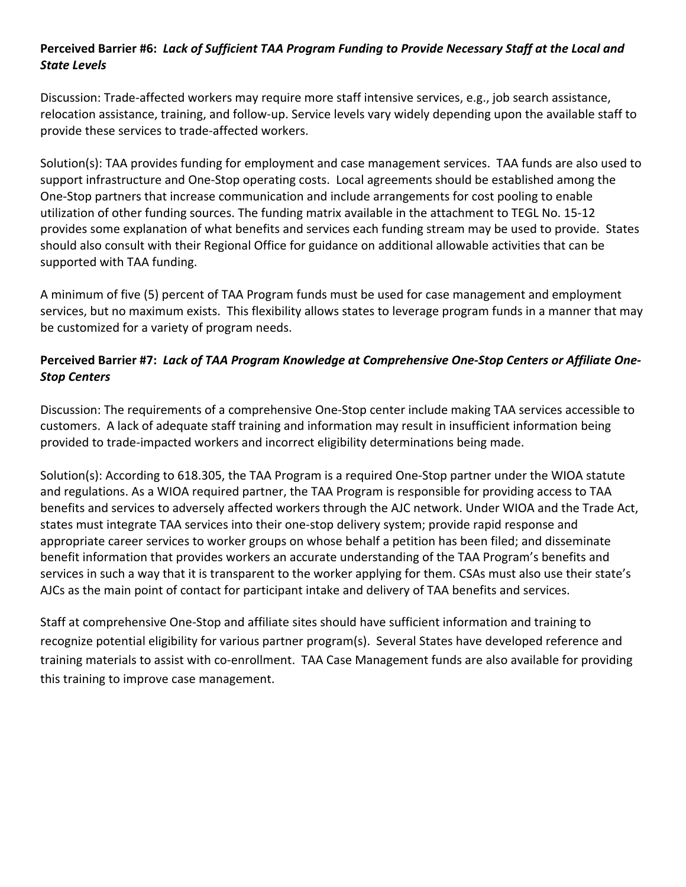**Perceived Barrier #6:** ***Lack of Sufficient TAA Program Funding to Provide Necessary Staff at the Local and State Levels***

Discussion: Trade-affected workers may require more staff intensive services, e.g., job search assistance, relocation assistance, training, and follow-up. Service levels vary widely depending upon the available staff to provide these services to trade-affected workers.

Solution(s): TAA provides funding for employment and case management services. TAA funds are also used to support infrastructure and One-Stop operating costs. Local agreements should be established among the One-Stop partners that increase communication and include arrangements for cost pooling to enable utilization of other funding sources. The funding matrix available in the attachment to TEGL No. 15-12 provides some explanation of what benefits and services each funding stream may be used to provide. States should also consult with their Regional Office for guidance on additional allowable activities that can be supported with TAA funding.

A minimum of five (5) percent of TAA Program funds must be used for case management and employment services, but no maximum exists. This flexibility allows states to leverage program funds in a manner that may be customized for a variety of program needs.

**Perceived Barrier #7:** ***Lack of TAA Program Knowledge at Comprehensive One-Stop Centers or Affiliate One-Stop Centers***

Discussion: The requirements of a comprehensive One-Stop center include making TAA services accessible to customers. A lack of adequate staff training and information may result in insufficient information being provided to trade-impacted workers and incorrect eligibility determinations being made.

Solution(s): According to 618.305, the TAA Program is a required One-Stop partner under the WIOA statute and regulations. As a WIOA required partner, the TAA Program is responsible for providing access to TAA benefits and services to adversely affected workers through the AJC network. Under WIOA and the Trade Act, states must integrate TAA services into their one-stop delivery system; provide rapid response and appropriate career services to worker groups on whose behalf a petition has been filed; and disseminate benefit information that provides workers an accurate understanding of the TAA Program's benefits and services in such a way that it is transparent to the worker applying for them. CSAs must also use their state's AJCs as the main point of contact for participant intake and delivery of TAA benefits and services.

Staff at comprehensive One-Stop and affiliate sites should have sufficient information and training to recognize potential eligibility for various partner program(s). Several States have developed reference and training materials to assist with co-enrollment. TAA Case Management funds are also available for providing this training to improve case management.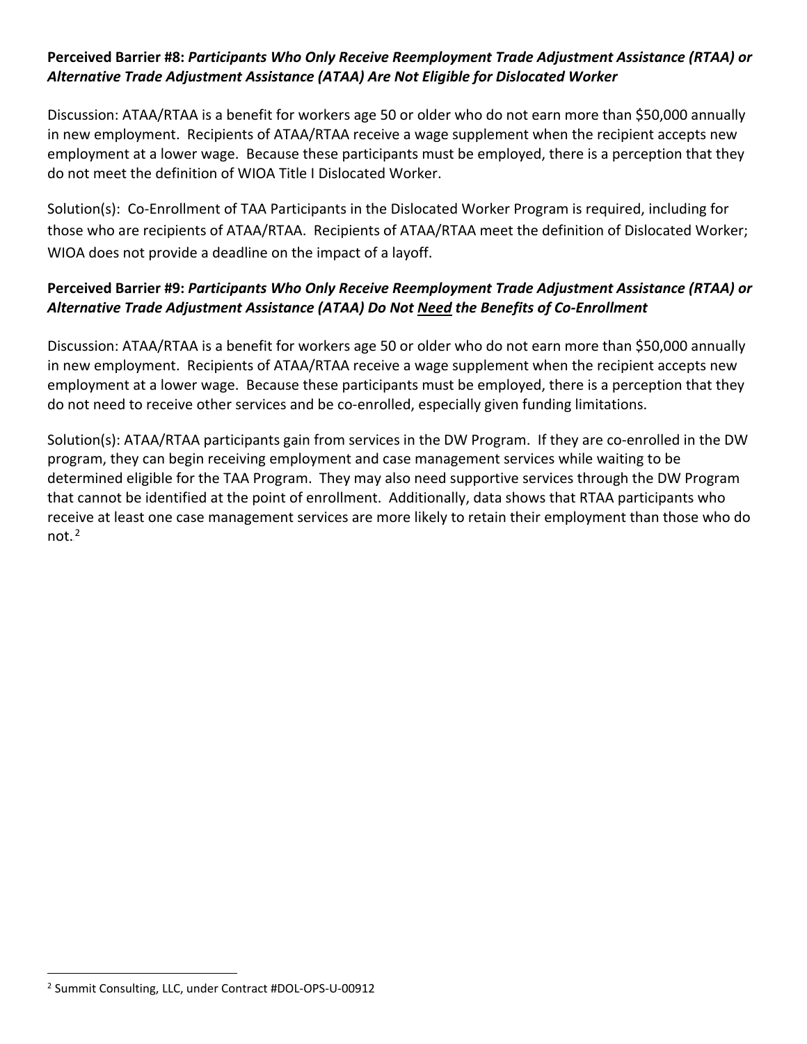**Perceived Barrier #8:** ***Participants Who Only Receive Reemployment Trade Adjustment Assistance (RTAA) or Alternative Trade Adjustment Assistance (ATAA) Are Not Eligible for Dislocated Worker***

Discussion: ATAA/RTAA is a benefit for workers age 50 or older who do not earn more than $50,000 annually in new employment. Recipients of ATAA/RTAA receive a wage supplement when the recipient accepts new employment at a lower wage. Because these participants must be employed, there is a perception that they do not meet the definition of WIOA Title I Dislocated Worker.

Solution(s): Co-Enrollment of TAA Participants in the Dislocated Worker Program is required, including for those who are recipients of ATAA/RTAA. Recipients of ATAA/RTAA meet the definition of Dislocated Worker; WIOA does not provide a deadline on the impact of a layoff.

**Perceived Barrier #9:** ***Participants Who Only Receive Reemployment Trade Adjustment Assistance (RTAA) or Alternative Trade Adjustment Assistance (ATAA) Do Not <u>Need</u> the Benefits of Co-Enrollment***

Discussion: ATAA/RTAA is a benefit for workers age 50 or older who do not earn more than $50,000 annually in new employment. Recipients of ATAA/RTAA receive a wage supplement when the recipient accepts new employment at a lower wage. Because these participants must be employed, there is a perception that they do not need to receive other services and be co-enrolled, especially given funding limitations.

Solution(s): ATAA/RTAA participants gain from services in the DW Program. If they are co-enrolled in the DW program, they can begin receiving employment and case management services while waiting to be determined eligible for the TAA Program. They may also need supportive services through the DW Program that cannot be identified at the point of enrollment. Additionally, data shows that RTAA participants who receive at least one case management services are more likely to retain their employment than those who do not.[2]

[2] Summit Consulting, LLC, under Contract #DOL-OPS-U-00912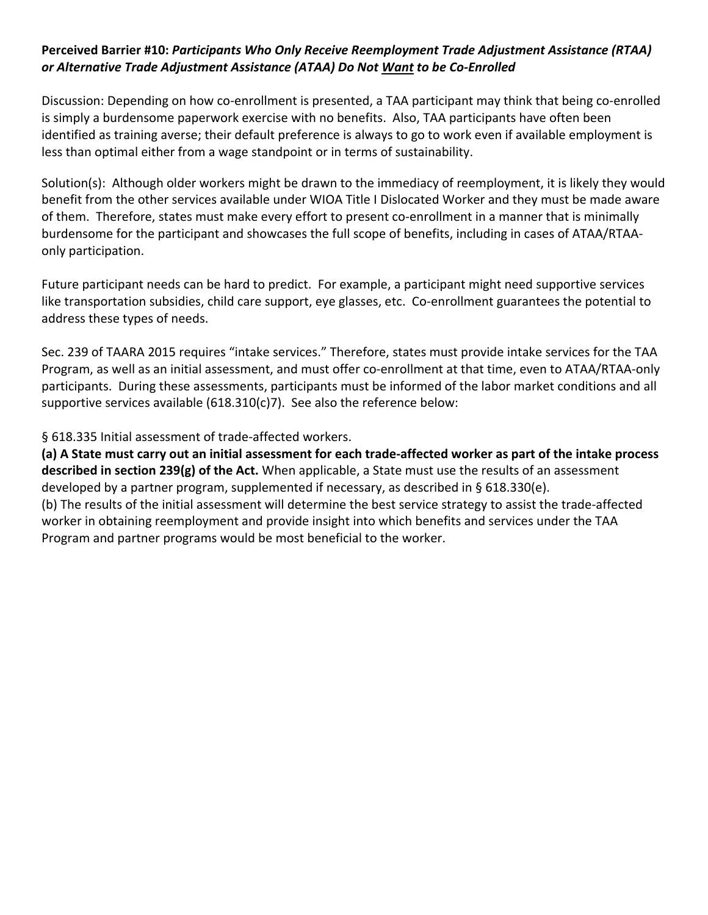**Perceived Barrier #10:** ***Participants Who Only Receive Reemployment Trade Adjustment Assistance (RTAA) or Alternative Trade Adjustment Assistance (ATAA) Do Not Want to be Co-Enrolled***

Discussion: Depending on how co-enrollment is presented, a TAA participant may think that being co-enrolled is simply a burdensome paperwork exercise with no benefits. Also, TAA participants have often been identified as training averse; their default preference is always to go to work even if available employment is less than optimal either from a wage standpoint or in terms of sustainability.

Solution(s): Although older workers might be drawn to the immediacy of reemployment, it is likely they would benefit from the other services available under WIOA Title I Dislocated Worker and they must be made aware of them. Therefore, states must make every effort to present co-enrollment in a manner that is minimally burdensome for the participant and showcases the full scope of benefits, including in cases of ATAA/RTAA-only participation.

Future participant needs can be hard to predict. For example, a participant might need supportive services like transportation subsidies, child care support, eye glasses, etc. Co-enrollment guarantees the potential to address these types of needs.

Sec. 239 of TAARA 2015 requires "intake services." Therefore, states must provide intake services for the TAA Program, as well as an initial assessment, and must offer co-enrollment at that time, even to ATAA/RTAA-only participants. During these assessments, participants must be informed of the labor market conditions and all supportive services available (618.310(c)7). See also the reference below:

§ 618.335 Initial assessment of trade-affected workers.

**(a) A State must carry out an initial assessment for each trade-affected worker as part of the intake process described in section 239(g) of the Act.** When applicable, a State must use the results of an assessment developed by a partner program, supplemented if necessary, as described in § 618.330(e).

(b) The results of the initial assessment will determine the best service strategy to assist the trade-affected worker in obtaining reemployment and provide insight into which benefits and services under the TAA Program and partner programs would be most beneficial to the worker.